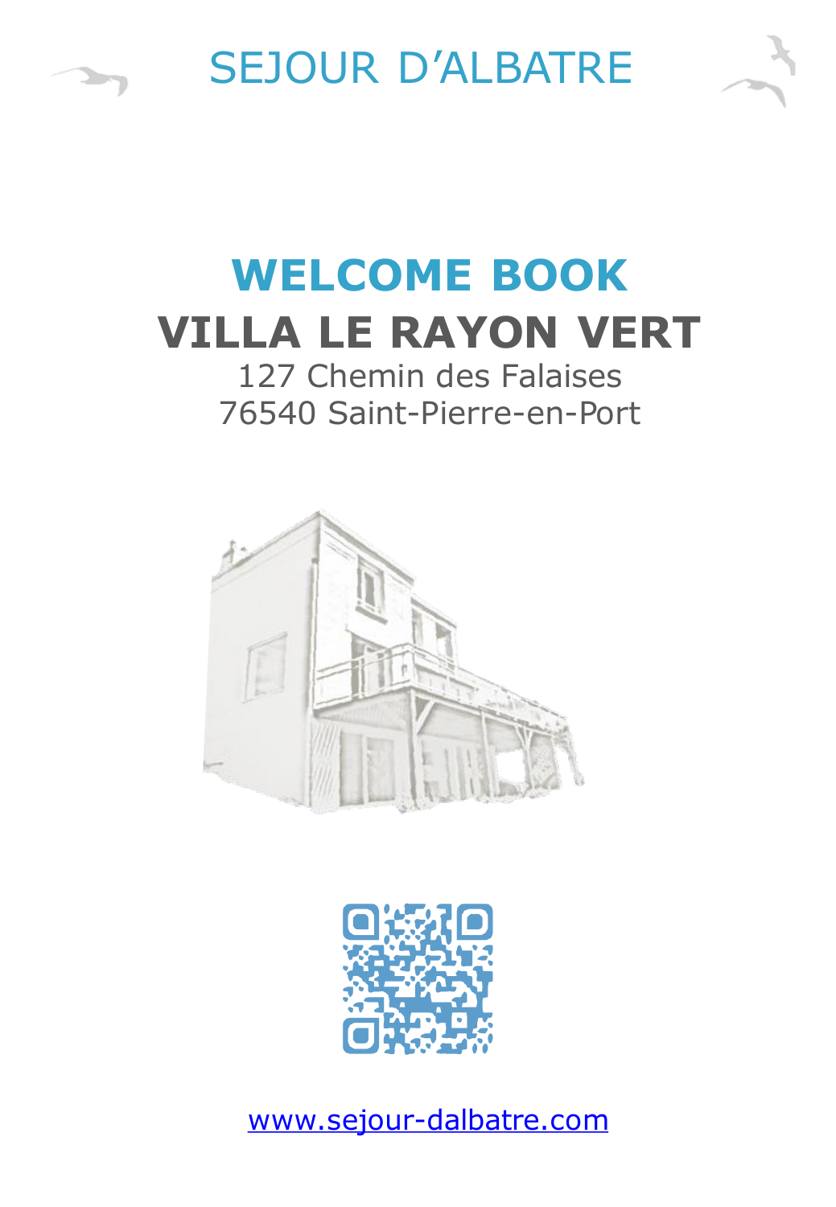SEJOUR D'ALBATRE

# WELCOME BOOK

# VILLA LE RAYON VERT

127 Chemin des Falaises
76540 Saint-Pierre-en-Port

www.sejour-dalbatre.com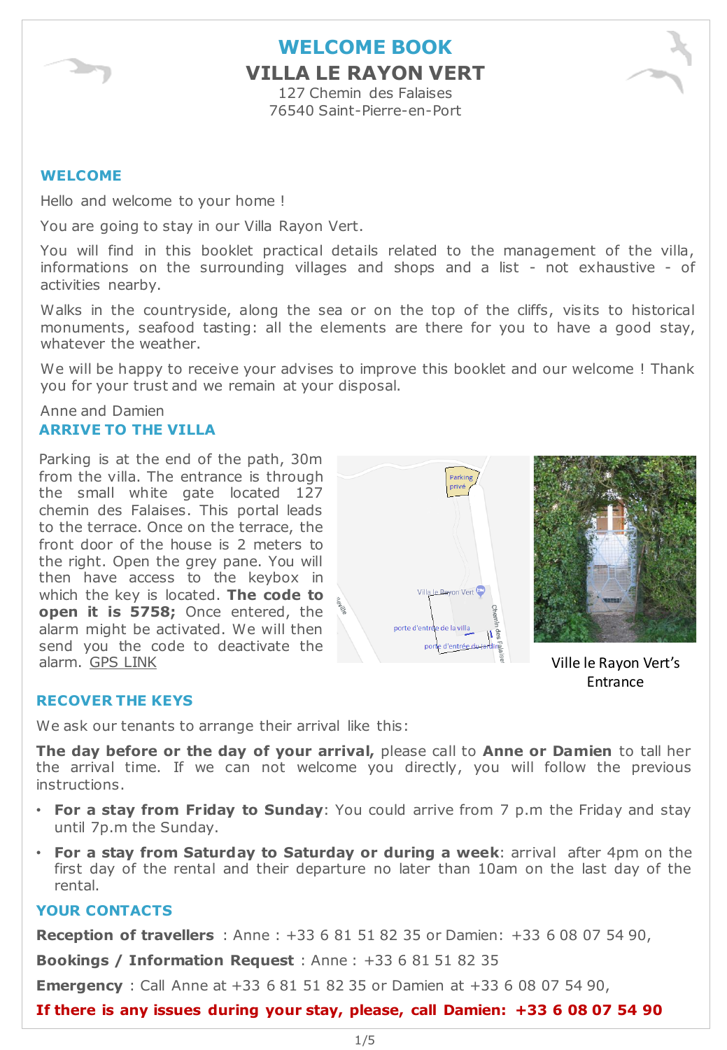# WELCOME BOOK

# VILLA LE RAYON VERT

127 Chemin des Falaises
76540 Saint-Pierre-en-Port

## WELCOME

Hello and welcome to your home !

You are going to stay in our Villa Rayon Vert.

You will find in this booklet practical details related to the management of the villa, informations on the surrounding villages and shops and a list - not exhaustive - of activities nearby.

Walks in the countryside, along the sea or on the top of the cliffs, visits to historical monuments, seafood tasting: all the elements are there for you to have a good stay, whatever the weather.

We will be happy to receive your advises to improve this booklet and our welcome ! Thank you for your trust and we remain at your disposal.

Anne and Damien

## ARRIVE TO THE VILLA

Parking is at the end of the path, 30m from the villa. The entrance is through the small white gate located 127 chemin des Falaises. This portal leads to the terrace. Once on the terrace, the front door of the house is 2 meters to the right. Open the grey pane. You will then have access to the keybox in which the key is located. **The code to open it is 5758;** Once entered, the alarm might be activated. We will then send you the code to deactivate the alarm. GPS LINK

Ville le Rayon Vert's Entrance

## RECOVER THE KEYS

We ask our tenants to arrange their arrival like this:

**The day before or the day of your arrival,** please call to **Anne or Damien** to tall her the arrival time. If we can not welcome you directly, you will follow the previous instructions.

- **For a stay from Friday to Sunday**: You could arrive from 7 p.m the Friday and stay until 7p.m the Sunday.
- **For a stay from Saturday to Saturday or during a week**: arrival after 4pm on the first day of the rental and their departure no later than 10am on the last day of the rental.

## YOUR CONTACTS

**Reception of travellers** : Anne : +33 6 81 51 82 35 or Damien: +33 6 08 07 54 90,

**Bookings / Information Request** : Anne : +33 6 81 51 82 35

**Emergency** : Call Anne at +33 6 81 51 82 35 or Damien at +33 6 08 07 54 90,

**If there is any issues during your stay, please, call Damien: +33 6 08 07 54 90**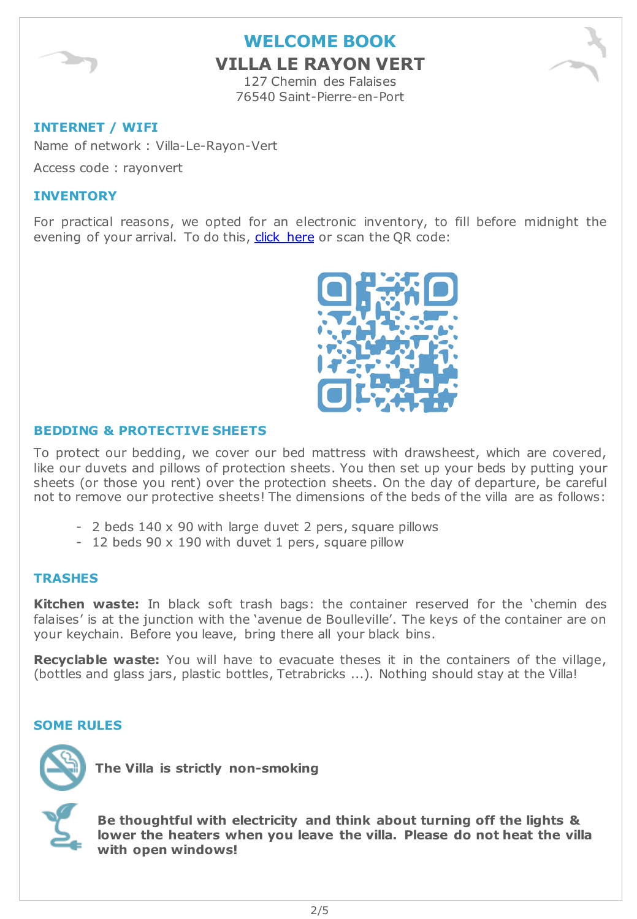# WELCOME BOOK

## VILLA LE RAYON VERT

127 Chemin des Falaises
76540 Saint-Pierre-en-Port

### INTERNET / WIFI

Name of network : Villa-Le-Rayon-Vert

Access code : rayonvert

### INVENTORY

For practical reasons, we opted for an electronic inventory, to fill before midnight the evening of your arrival. To do this, click here or scan the QR code:

### BEDDING & PROTECTIVE SHEETS

To protect our bedding, we cover our bed mattress with drawsheest, which are covered, like our duvets and pillows of protection sheets. You then set up your beds by putting your sheets (or those you rent) over the protection sheets. On the day of departure, be careful not to remove our protective sheets! The dimensions of the beds of the villa are as follows:

- 2 beds 140 x 90 with large duvet 2 pers, square pillows
- 12 beds 90 x 190 with duvet 1 pers, square pillow

### TRASHES

**Kitchen waste:** In black soft trash bags: the container reserved for the 'chemin des falaises' is at the junction with the 'avenue de Boulleville'. The keys of the container are on your keychain. Before you leave, bring there all your black bins.

**Recyclable waste:** You will have to evacuate theses it in the containers of the village, (bottles and glass jars, plastic bottles, Tetrabricks ...). Nothing should stay at the Villa!

### SOME RULES

**The Villa is strictly non-smoking**

**Be thoughtful with electricity and think about turning off the lights & lower the heaters when you leave the villa. Please do not heat the villa with open windows!**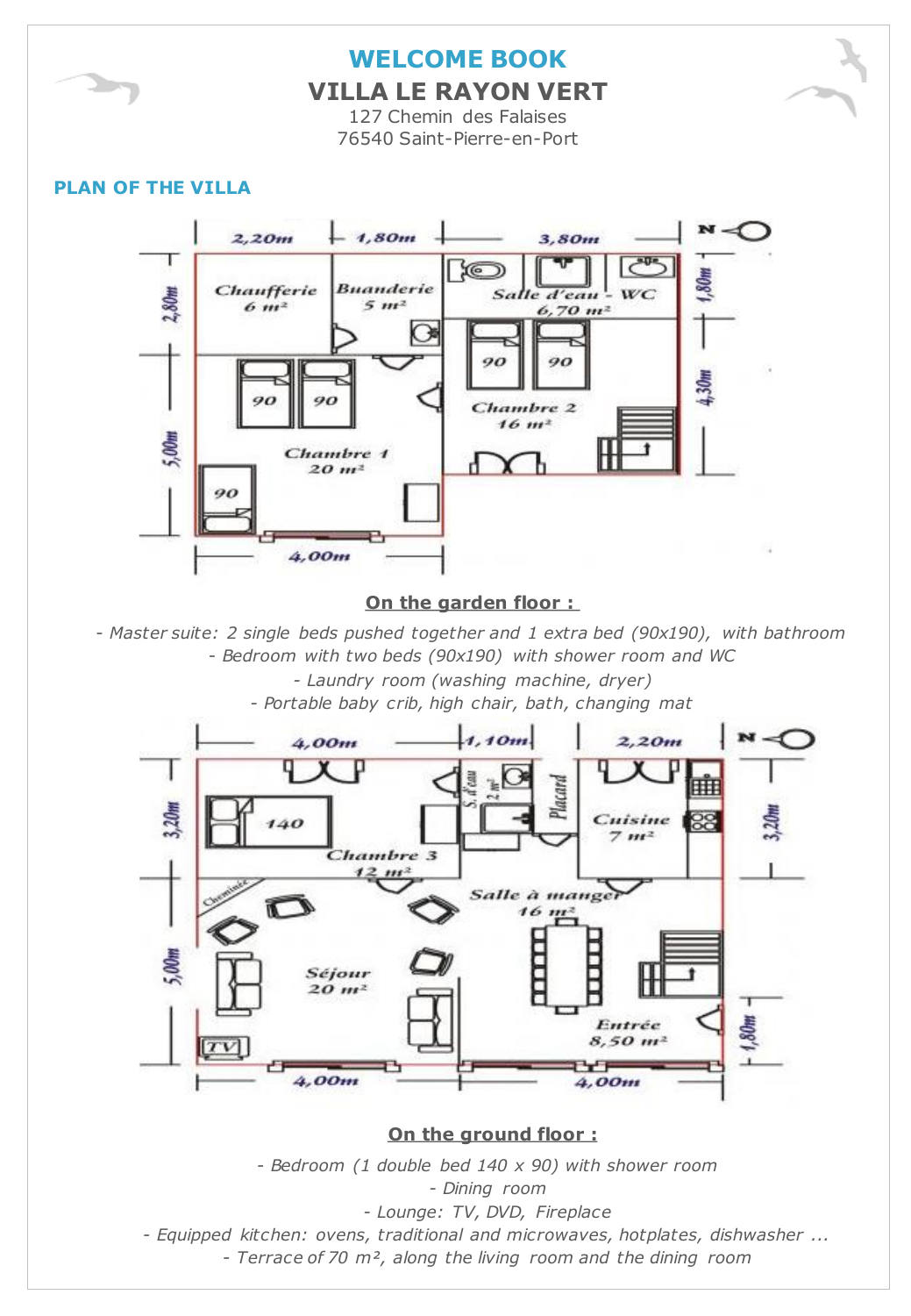# WELCOME BOOK

## VILLA LE RAYON VERT

127 Chemin des Falaises
76540 Saint-Pierre-en-Port

### PLAN OF THE VILLA

2,20m | 1,80m | 3,80m

Chaufferie 6 m²

Buanderie 5 m²

Salle d'eau - WC 6,70 m²

Chambre 1 20 m²

Chambre 2 16 m²

90 | 90 | 90 | 90 | 90

2,80m | 5,00m | 1,80m | 4,30m | 4,00m

**On the garden floor :**

*- Master suite: 2 single beds pushed together and 1 extra bed (90x190), with bathroom*
*- Bedroom with two beds (90x190) with shower room and WC*
*- Laundry room (washing machine, dryer)*
*- Portable baby crib, high chair, bath, changing mat*

4,00m | 1,10m | 2,20m

Chambre 3 12 m²

140

S. d'eau 2 m²

Placard

Cuisine 7 m²

Cheminée

Salle à manger 16 m²

Séjour 20 m²

TV

Entrée 8,50 m²

3,20m | 5,00m | 3,20m | 1,80m | 4,00m | 4,00m

**On the ground floor :**

*- Bedroom (1 double bed 140 x 90) with shower room*
*- Dining room*
*- Lounge: TV, DVD, Fireplace*
*- Equipped kitchen: ovens, traditional and microwaves, hotplates, dishwasher ...*
*- Terrace of 70 m², along the living room and the dining room*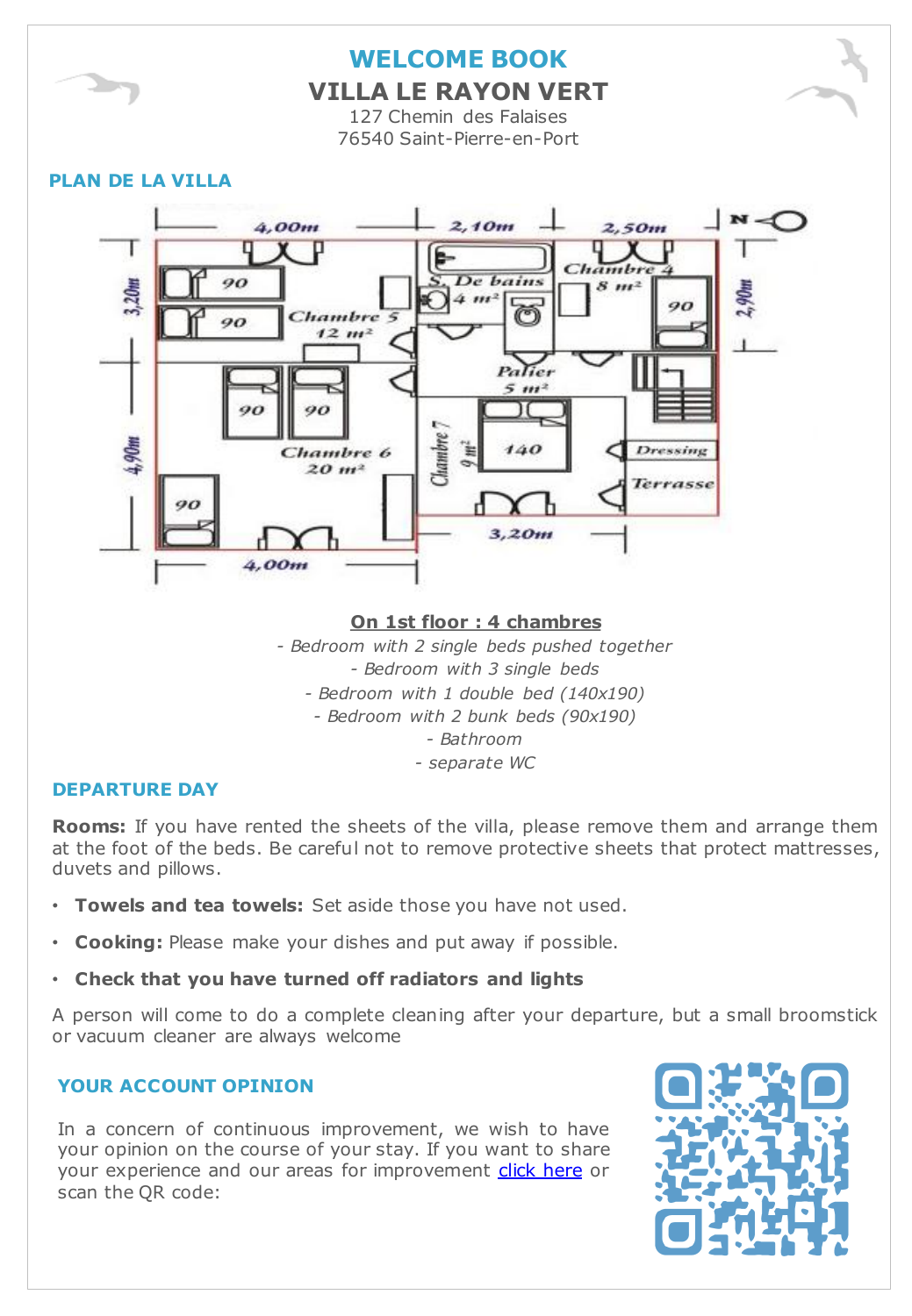# WELCOME BOOK

## VILLA LE RAYON VERT

127 Chemin des Falaises
76540 Saint-Pierre-en-Port

## PLAN DE LA VILLA

**On 1st floor : 4 chambres**

- *Bedroom with 2 single beds pushed together*
- *Bedroom with 3 single beds*
- *Bedroom with 1 double bed (140x190)*
- *Bedroom with 2 bunk beds (90x190)*
- *Bathroom*
- *separate WC*

## DEPARTURE DAY

**Rooms:** If you have rented the sheets of the villa, please remove them and arrange them at the foot of the beds. Be careful not to remove protective sheets that protect mattresses, duvets and pillows.

- **Towels and tea towels:** Set aside those you have not used.
- **Cooking:** Please make your dishes and put away if possible.
- **Check that you have turned off radiators and lights**

A person will come to do a complete cleaning after your departure, but a small broomstick or vacuum cleaner are always welcome

## YOUR ACCOUNT OPINION

In a concern of continuous improvement, we wish to have your opinion on the course of your stay. If you want to share your experience and our areas for improvement click here or scan the QR code: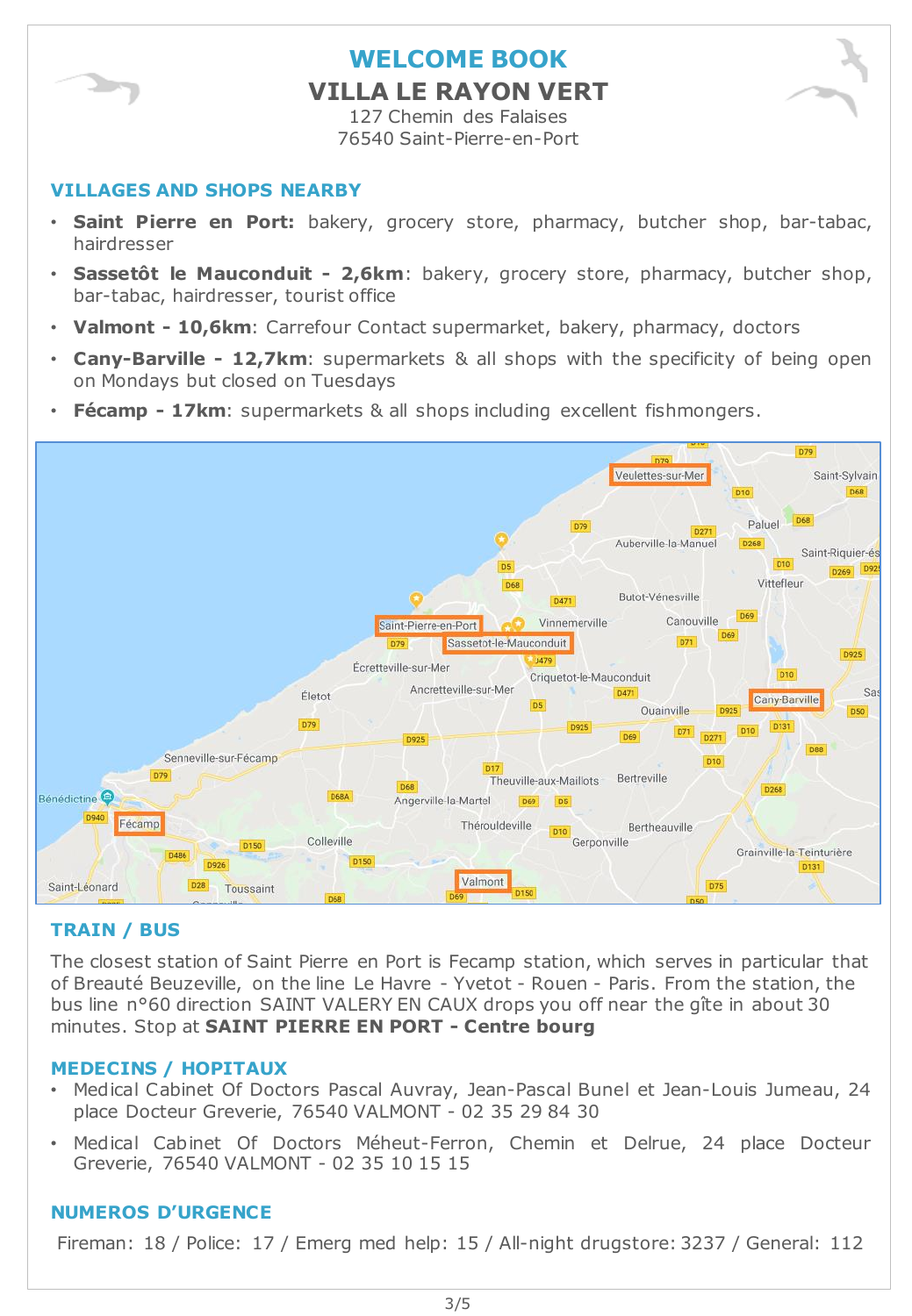# WELCOME BOOK

## VILLA LE RAYON VERT

127 Chemin des Falaises
76540 Saint-Pierre-en-Port

### VILLAGES AND SHOPS NEARBY

- **Saint Pierre en Port:** bakery, grocery store, pharmacy, butcher shop, bar-tabac, hairdresser
- **Sassetôt le Mauconduit - 2,6km**: bakery, grocery store, pharmacy, butcher shop, bar-tabac, hairdresser, tourist office
- **Valmont - 10,6km**: Carrefour Contact supermarket, bakery, pharmacy, doctors
- **Cany-Barville - 12,7km**: supermarkets & all shops with the specificity of being open on Mondays but closed on Tuesdays
- **Fécamp - 17km**: supermarkets & all shops including excellent fishmongers.

### TRAIN / BUS

The closest station of Saint Pierre en Port is Fecamp station, which serves in particular that of Breauté Beuzeville, on the line Le Havre - Yvetot - Rouen - Paris. From the station, the bus line n°60 direction SAINT VALERY EN CAUX drops you off near the gîte in about 30 minutes. Stop at **SAINT PIERRE EN PORT - Centre bourg**

### MEDECINS / HOPITAUX

- Medical Cabinet Of Doctors Pascal Auvray, Jean-Pascal Bunel et Jean-Louis Jumeau, 24 place Docteur Greverie, 76540 VALMONT - 02 35 29 84 30
- Medical Cabinet Of Doctors Méheut-Ferron, Chemin et Delrue, 24 place Docteur Greverie, 76540 VALMONT - 02 35 10 15 15

### NUMEROS D'URGENCE

Fireman: 18 / Police: 17 / Emerg med help: 15 / All-night drugstore: 3237 / General: 112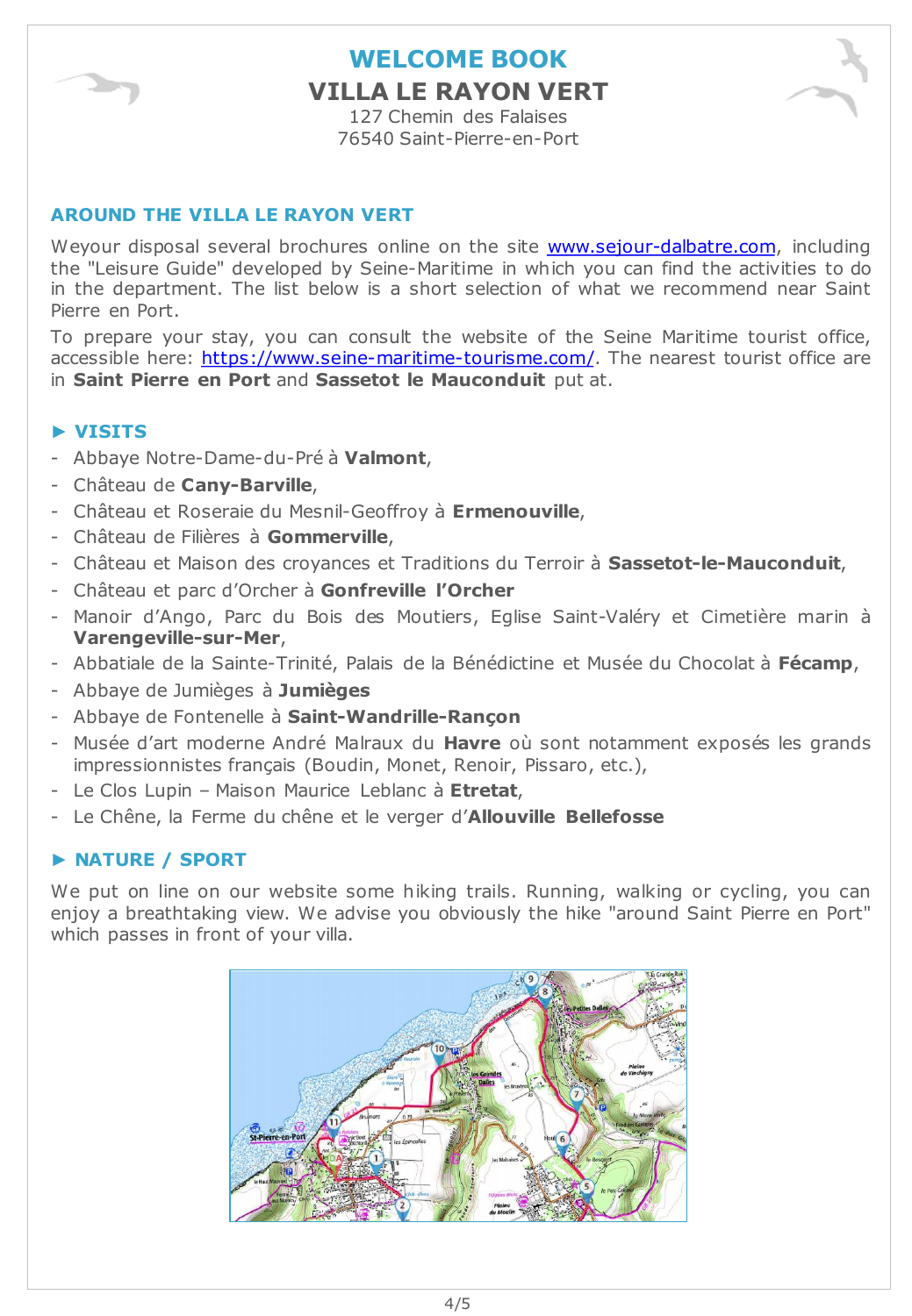# WELCOME BOOK

## VILLA LE RAYON VERT

127 Chemin des Falaises
76540 Saint-Pierre-en-Port

### AROUND THE VILLA LE RAYON VERT

Weyour disposal several brochures online on the site [www.sejour-dalbatre.com](www.sejour-dalbatre.com), including the "Leisure Guide" developed by Seine-Maritime in which you can find the activities to do in the department. The list below is a short selection of what we recommend near Saint Pierre en Port.

To prepare your stay, you can consult the website of the Seine Maritime tourist office, accessible here: [https://www.seine-maritime-tourisme.com/](https://www.seine-maritime-tourisme.com/). The nearest tourist office are in **Saint Pierre en Port** and **Sassetot le Mauconduit** put at.

### ► VISITS

- Abbaye Notre-Dame-du-Pré à **Valmont**,
- Château de **Cany-Barville**,
- Château et Roseraie du Mesnil-Geoffroy à **Ermenouville**,
- Château de Filières à **Gommerville**,
- Château et Maison des croyances et Traditions du Terroir à **Sassetot-le-Mauconduit**,
- Château et parc d'Orcher à **Gonfreville l'Orcher**
- Manoir d'Ango, Parc du Bois des Moutiers, Eglise Saint-Valéry et Cimetière marin à **Varengeville-sur-Mer**,
- Abbatiale de la Sainte-Trinité, Palais de la Bénédictine et Musée du Chocolat à **Fécamp**,
- Abbaye de Jumièges à **Jumièges**
- Abbaye de Fontenelle à **Saint-Wandrille-Rançon**
- Musée d'art moderne André Malraux du **Havre** où sont notamment exposés les grands impressionnistes français (Boudin, Monet, Renoir, Pissaro, etc.),
- Le Clos Lupin – Maison Maurice Leblanc à **Etretat**,
- Le Chêne, la Ferme du chêne et le verger d'**Allouville Bellefosse**

### ► NATURE / SPORT

We put on line on our website some hiking trails. Running, walking or cycling, you can enjoy a breathtaking view. We advise you obviously the hike "around Saint Pierre en Port" which passes in front of your villa.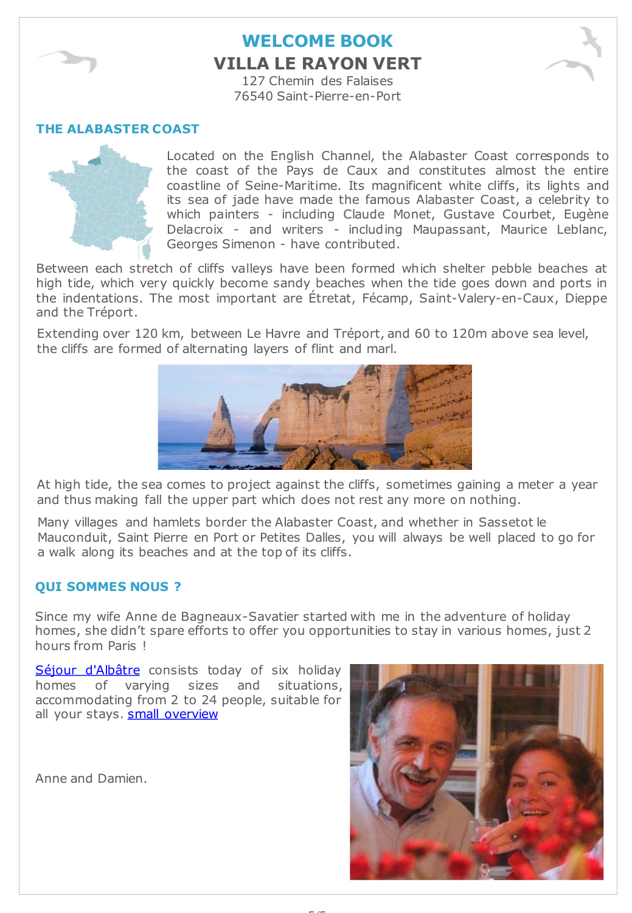# WELCOME BOOK

## VILLA LE RAYON VERT

127 Chemin des Falaises
76540 Saint-Pierre-en-Port

### THE ALABASTER COAST

Located on the English Channel, the Alabaster Coast corresponds to the coast of the Pays de Caux and constitutes almost the entire coastline of Seine-Maritime. Its magnificent white cliffs, its lights and its sea of jade have made the famous Alabaster Coast, a celebrity to which painters - including Claude Monet, Gustave Courbet, Eugène Delacroix - and writers - including Maupassant, Maurice Leblanc, Georges Simenon - have contributed.

Between each stretch of cliffs valleys have been formed which shelter pebble beaches at high tide, which very quickly become sandy beaches when the tide goes down and ports in the indentations. The most important are Étretat, Fécamp, Saint-Valery-en-Caux, Dieppe and the Tréport.

Extending over 120 km, between Le Havre and Tréport, and 60 to 120m above sea level, the cliffs are formed of alternating layers of flint and marl.

At high tide, the sea comes to project against the cliffs, sometimes gaining a meter a year and thus making fall the upper part which does not rest any more on nothing.

Many villages and hamlets border the Alabaster Coast, and whether in Sassetot le Mauconduit, Saint Pierre en Port or Petites Dalles, you will always be well placed to go for a walk along its beaches and at the top of its cliffs.

### QUI SOMMES NOUS ?

Since my wife Anne de Bagneaux-Savatier started with me in the adventure of holiday homes, she didn't spare efforts to offer you opportunities to stay in various homes, just 2 hours from Paris !

Séjour d'Albâtre consists today of six holiday homes of varying sizes and situations, accommodating from 2 to 24 people, suitable for all your stays. small overview

Anne and Damien.